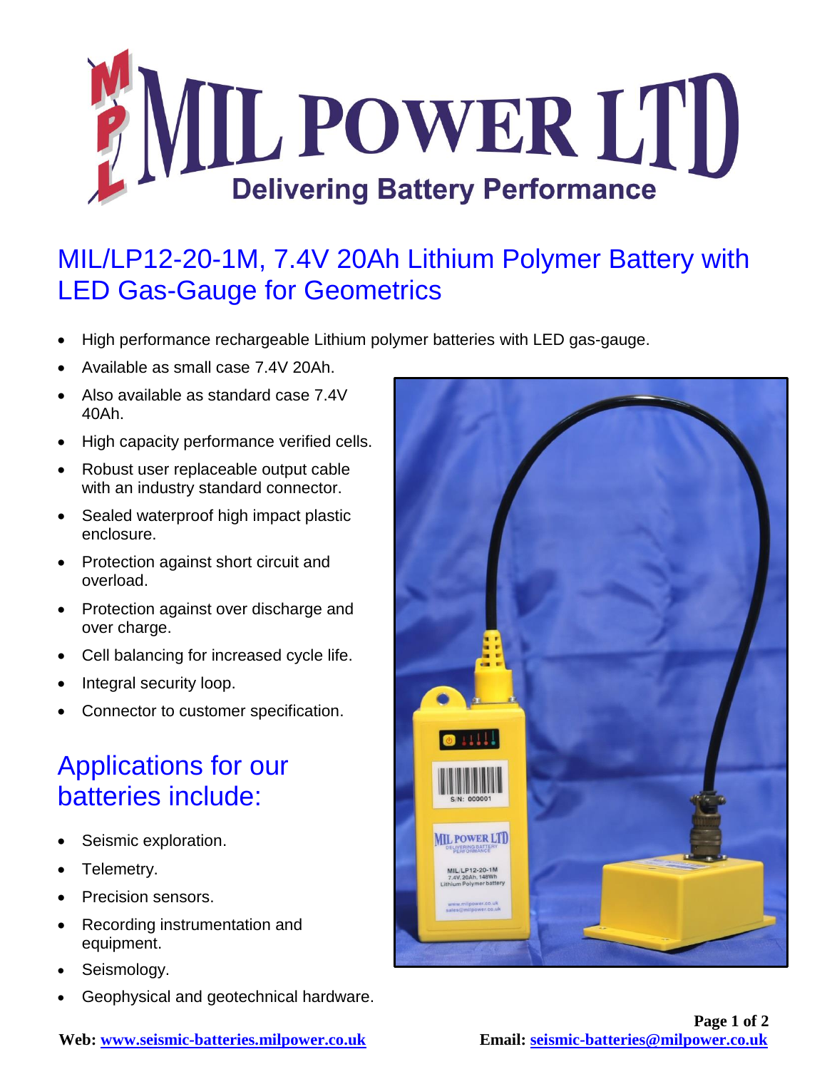# MIL POWER LTD

Delivering Battery Performance

## MIL/LP12-20-1M, 7.4V 20Ah Lithium Polymer Battery with LED Gas-Gauge for Geometrics

- High performance rechargeable Lithium polymer batteries with LED gas-gauge.
- Available as small case 7.4V 20Ah.
- Also available as standard case 7.4V 40Ah.
- High capacity performance verified cells.
- Robust user replaceable output cable with an industry standard connector.
- Sealed waterproof high impact plastic enclosure.
- Protection against short circuit and overload.
- Protection against over discharge and over charge.
- Cell balancing for increased cycle life.
- Integral security loop.
- Connector to customer specification.

## Applications for our batteries include:

- Seismic exploration.
- Telemetry.
- Precision sensors.
- Recording instrumentation and equipment.
- Seismology.
- Geophysical and geotechnical hardware.

**Web:** www.seismic-batteries.milpower.co.uk **Email:** seismic-batteries@milpower.co.uk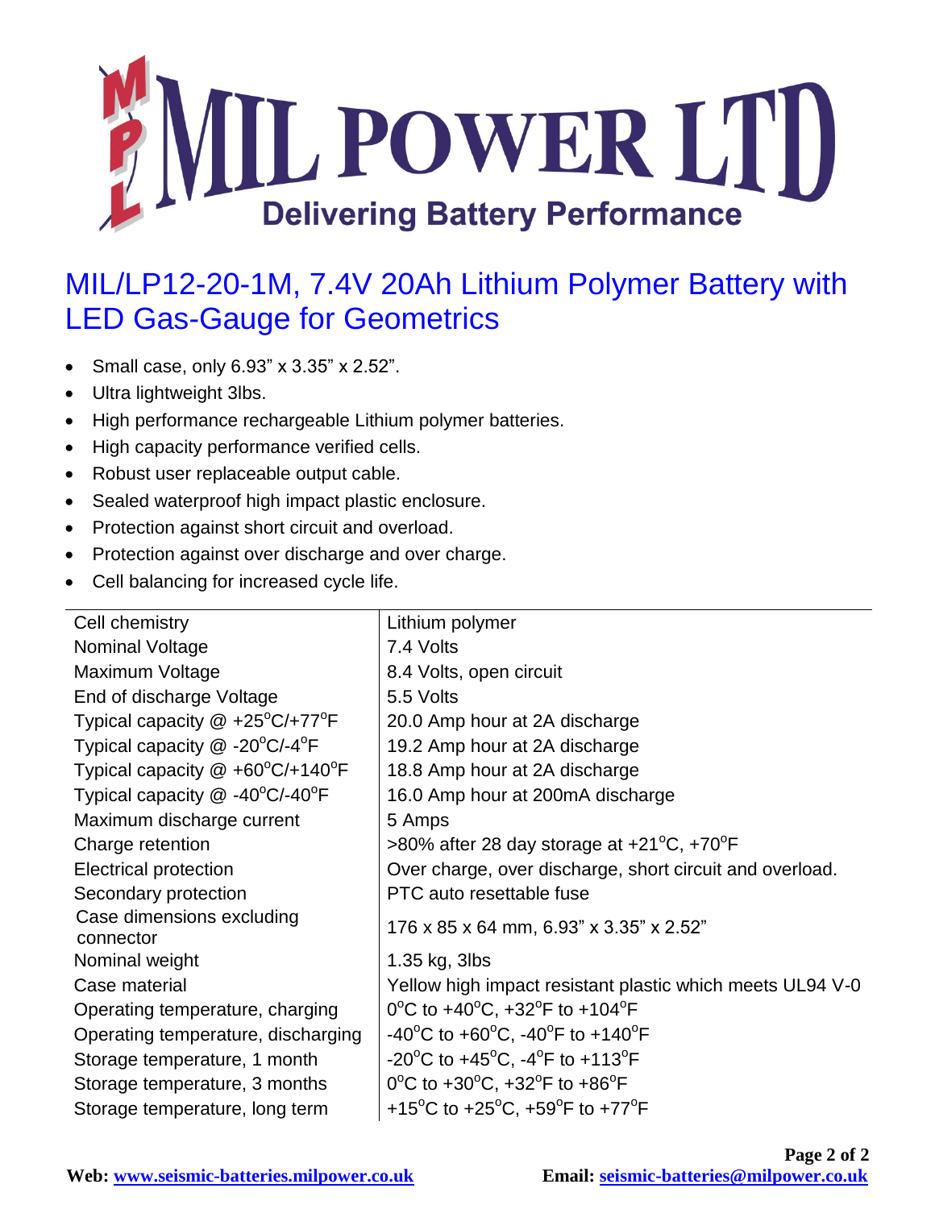# MIL POWER LTD

Delivering Battery Performance

## MIL/LP12-20-1M, 7.4V 20Ah Lithium Polymer Battery with LED Gas-Gauge for Geometrics

- Small case, only 6.93" x 3.35" x 2.52".
- Ultra lightweight 3lbs.
- High performance rechargeable Lithium polymer batteries.
- High capacity performance verified cells.
- Robust user replaceable output cable.
- Sealed waterproof high impact plastic enclosure.
- Protection against short circuit and overload.
- Protection against over discharge and over charge.
- Cell balancing for increased cycle life.

| | |
|---|---|
| Cell chemistry | Lithium polymer |
| Nominal Voltage | 7.4 Volts |
| Maximum Voltage | 8.4 Volts, open circuit |
| End of discharge Voltage | 5.5 Volts |
| Typical capacity @ +25°C/+77°F | 20.0 Amp hour at 2A discharge |
| Typical capacity @ -20°C/-4°F | 19.2 Amp hour at 2A discharge |
| Typical capacity @ +60°C/+140°F | 18.8 Amp hour at 2A discharge |
| Typical capacity @ -40°C/-40°F | 16.0 Amp hour at 200mA discharge |
| Maximum discharge current | 5 Amps |
| Charge retention | >80% after 28 day storage at +21°C, +70°F |
| Electrical protection | Over charge, over discharge, short circuit and overload. |
| Secondary protection | PTC auto resettable fuse |
| Case dimensions excluding connector | 176 x 85 x 64 mm, 6.93" x 3.35" x 2.52" |
| Nominal weight | 1.35 kg, 3lbs |
| Case material | Yellow high impact resistant plastic which meets UL94 V-0 |
| Operating temperature, charging | 0°C to +40°C, +32°F to +104°F |
| Operating temperature, discharging | -40°C to +60°C, -40°F to +140°F |
| Storage temperature, 1 month | -20°C to +45°C, -4°F to +113°F |
| Storage temperature, 3 months | 0°C to +30°C, +32°F to +86°F |
| Storage temperature, long term | +15°C to +25°C, +59°F to +77°F |

**Web: www.seismic-batteries.milpower.co.uk** **Email: seismic-batteries@milpower.co.uk**